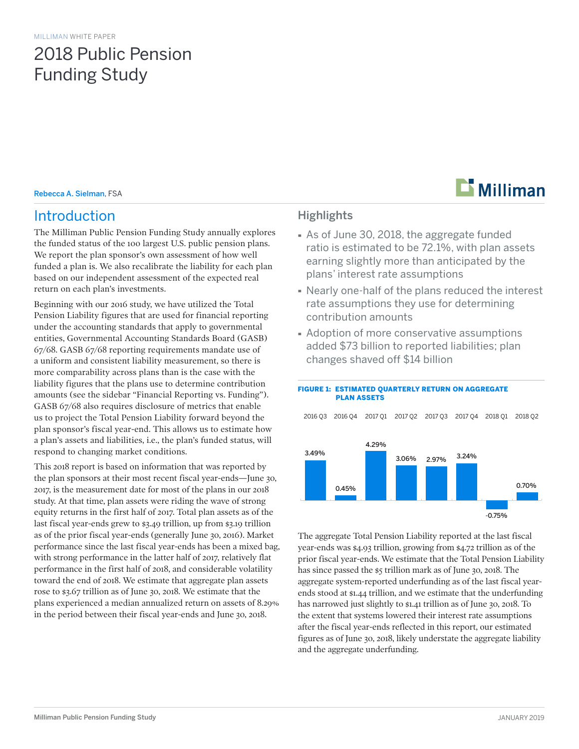MILLIMAN WHITE PAPER

# 2018 Public Pension Funding Study

**Rebecca A. Sielman**, FSA

## Introduction

The Milliman Public Pension Funding Study annually explores the funded status of the 100 largest U.S. public pension plans. We report the plan sponsor's own assessment of how well funded a plan is. We also recalibrate the liability for each plan based on our independent assessment of the expected real return on each plan's investments.

Beginning with our 2016 study, we have utilized the Total Pension Liability figures that are used for financial reporting under the accounting standards that apply to governmental entities, Governmental Accounting Standards Board (GASB) 67/68. GASB 67/68 reporting requirements mandate use of a uniform and consistent liability measurement, so there is more comparability across plans than is the case with the liability figures that the plans use to determine contribution amounts (see the sidebar "Financial Reporting vs. Funding"). GASB 67/68 also requires disclosure of metrics that enable us to project the Total Pension Liability forward beyond the plan sponsor's fiscal year-end. This allows us to estimate how a plan's assets and liabilities, i.e., the plan's funded status, will respond to changing market conditions.

This 2018 report is based on information that was reported by the plan sponsors at their most recent fiscal year-ends—June 30, 2017, is the measurement date for most of the plans in our 2018 study. At that time, plan assets were riding the wave of strong equity returns in the first half of 2017. Total plan assets as of the last fiscal year-ends grew to $3.49 trillion, up from $3.19 trillion as of the prior fiscal year-ends (generally June 30, 2016). Market performance since the last fiscal year-ends has been a mixed bag, with strong performance in the latter half of 2017, relatively flat performance in the first half of 2018, and considerable volatility toward the end of 2018. We estimate that aggregate plan assets rose to $3.67 trillion as of June 30, 2018. We estimate that the plans experienced a median annualized return on assets of 8.29% in the period between their fiscal year-ends and June 30, 2018.

## Highlights

- As of June 30, 2018, the aggregate funded ratio is estimated to be 72.1%, with plan assets earning slightly more than anticipated by the plans' interest rate assumptions
- Nearly one-half of the plans reduced the interest rate assumptions they use for determining contribution amounts
- Adoption of more conservative assumptions added $73 billion to reported liabilities; plan changes shaved off $14 billion

**FIGURE 1: ESTIMATED QUARTERLY RETURN ON AGGREGATE PLAN ASSETS**

| 2016 Q3 | 2016 Q4 | 2017 Q1 | 2017 Q2 | 2017 Q3 | 2017 Q4 | 2018 Q1 | 2018 Q2 |
|---|---|---|---|---|---|---|---|
| 3.49% | 0.45% | 4.29% | 3.06% | 2.97% | 3.24% | -0.75% | 0.70% |

The aggregate Total Pension Liability reported at the last fiscal year-ends was $4.93 trillion, growing from $4.72 trillion as of the prior fiscal year-ends. We estimate that the Total Pension Liability has since passed the $5 trillion mark as of June 30, 2018. The aggregate system-reported underfunding as of the last fiscal year-ends stood at $1.44 trillion, and we estimate that the underfunding has narrowed just slightly to $1.41 trillion as of June 30, 2018. To the extent that systems lowered their interest rate assumptions after the fiscal year-ends reflected in this report, our estimated figures as of June 30, 2018, likely understate the aggregate liability and the aggregate underfunding.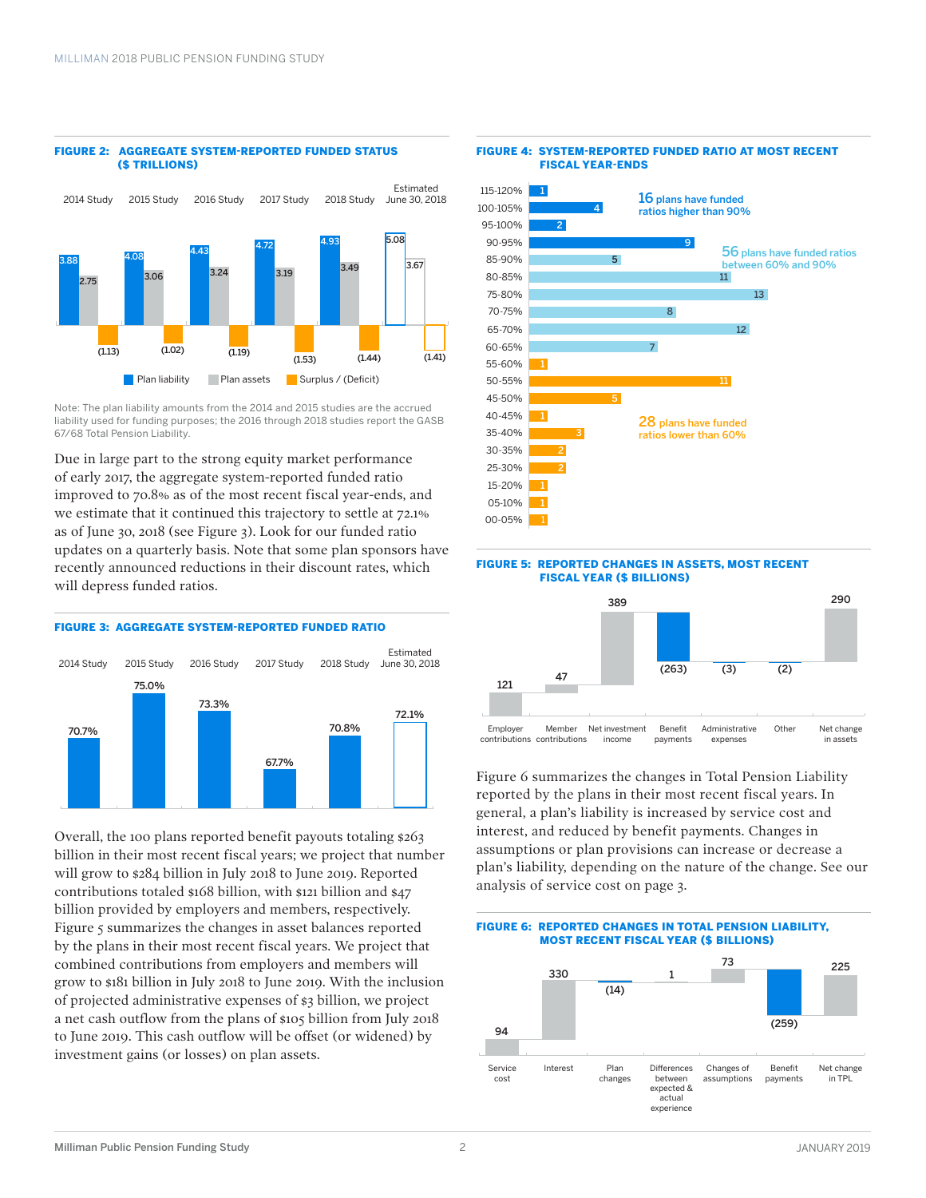### FIGURE 2: AGGREGATE SYSTEM-REPORTED FUNDED STATUS ($ TRILLIONS)

| | 2014 Study | 2015 Study | 2016 Study | 2017 Study | 2018 Study | Estimated June 30, 2018 |
|---|---|---|---|---|---|---|
| Plan liability | 3.88 | 4.08 | 4.43 | 4.72 | 4.93 | 5.08 |
| Plan assets | 2.75 | 3.06 | 3.24 | 3.19 | 3.49 | 3.67 |
| Surplus / (Deficit) | (1.13) | (1.02) | (1.19) | (1.53) | (1.44) | (1.41) |

Note: The plan liability amounts from the 2014 and 2015 studies are the accrued liability used for funding purposes; the 2016 through 2018 studies report the GASB 67/68 Total Pension Liability.

Due in large part to the strong equity market performance of early 2017, the aggregate system-reported funded ratio improved to 70.8% as of the most recent fiscal year-ends, and we estimate that it continued this trajectory to settle at 72.1% as of June 30, 2018 (see Figure 3). Look for our funded ratio updates on a quarterly basis. Note that some plan sponsors have recently announced reductions in their discount rates, which will depress funded ratios.

### FIGURE 3: AGGREGATE SYSTEM-REPORTED FUNDED RATIO

| 2014 Study | 2015 Study | 2016 Study | 2017 Study | 2018 Study | Estimated June 30, 2018 |
|---|---|---|---|---|---|
| 70.7% | 75.0% | 73.3% | 67.7% | 70.8% | 72.1% |

Overall, the 100 plans reported benefit payouts totaling $263 billion in their most recent fiscal years; we project that number will grow to $284 billion in July 2018 to June 2019. Reported contributions totaled $168 billion, with $121 billion and $47 billion provided by employers and members, respectively. Figure 5 summarizes the changes in asset balances reported by the plans in their most recent fiscal years. We project that combined contributions from employers and members will grow to $181 billion in July 2018 to June 2019. With the inclusion of projected administrative expenses of $3 billion, we project a net cash outflow from the plans of $105 billion from July 2018 to June 2019. This cash outflow will be offset (or widened) by investment gains (or losses) on plan assets.

### FIGURE 4: SYSTEM-REPORTED FUNDED RATIO AT MOST RECENT FISCAL YEAR-ENDS

| Funded ratio | Number of plans |
|---|---|
| 115-120% | 1 |
| 100-105% | 4 |
| 95-100% | 2 |
| 90-95% | 9 |
| 85-90% | 5 |
| 80-85% | 11 |
| 75-80% | 13 |
| 70-75% | 8 |
| 65-70% | 12 |
| 60-65% | 7 |
| 55-60% | 1 |
| 50-55% | 11 |
| 45-50% | 5 |
| 40-45% | 1 |
| 35-40% | 3 |
| 30-35% | 2 |
| 25-30% | 2 |
| 15-20% | 1 |
| 05-10% | 1 |
| 00-05% | 1 |

16 plans have funded ratios higher than 90%

56 plans have funded ratios between 60% and 90%

28 plans have funded ratios lower than 60%

### FIGURE 5: REPORTED CHANGES IN ASSETS, MOST RECENT FISCAL YEAR ($ BILLIONS)

| Employer contributions | Member contributions | Net investment income | Benefit payments | Administrative expenses | Other | Net change in assets |
|---|---|---|---|---|---|---|
| 121 | 47 | 389 | (263) | (3) | (2) | 290 |

Figure 6 summarizes the changes in Total Pension Liability reported by the plans in their most recent fiscal years. In general, a plan's liability is increased by service cost and interest, and reduced by benefit payments. Changes in assumptions or plan provisions can increase or decrease a plan's liability, depending on the nature of the change. See our analysis of service cost on page 3.

### FIGURE 6: REPORTED CHANGES IN TOTAL PENSION LIABILITY, MOST RECENT FISCAL YEAR ($ BILLIONS)

| Service cost | Interest | Plan changes | Differences between expected & actual experience | Changes of assumptions | Benefit payments | Net change in TPL |
|---|---|---|---|---|---|---|
| 94 | 330 | (14) | 1 | 73 | (259) | 225 |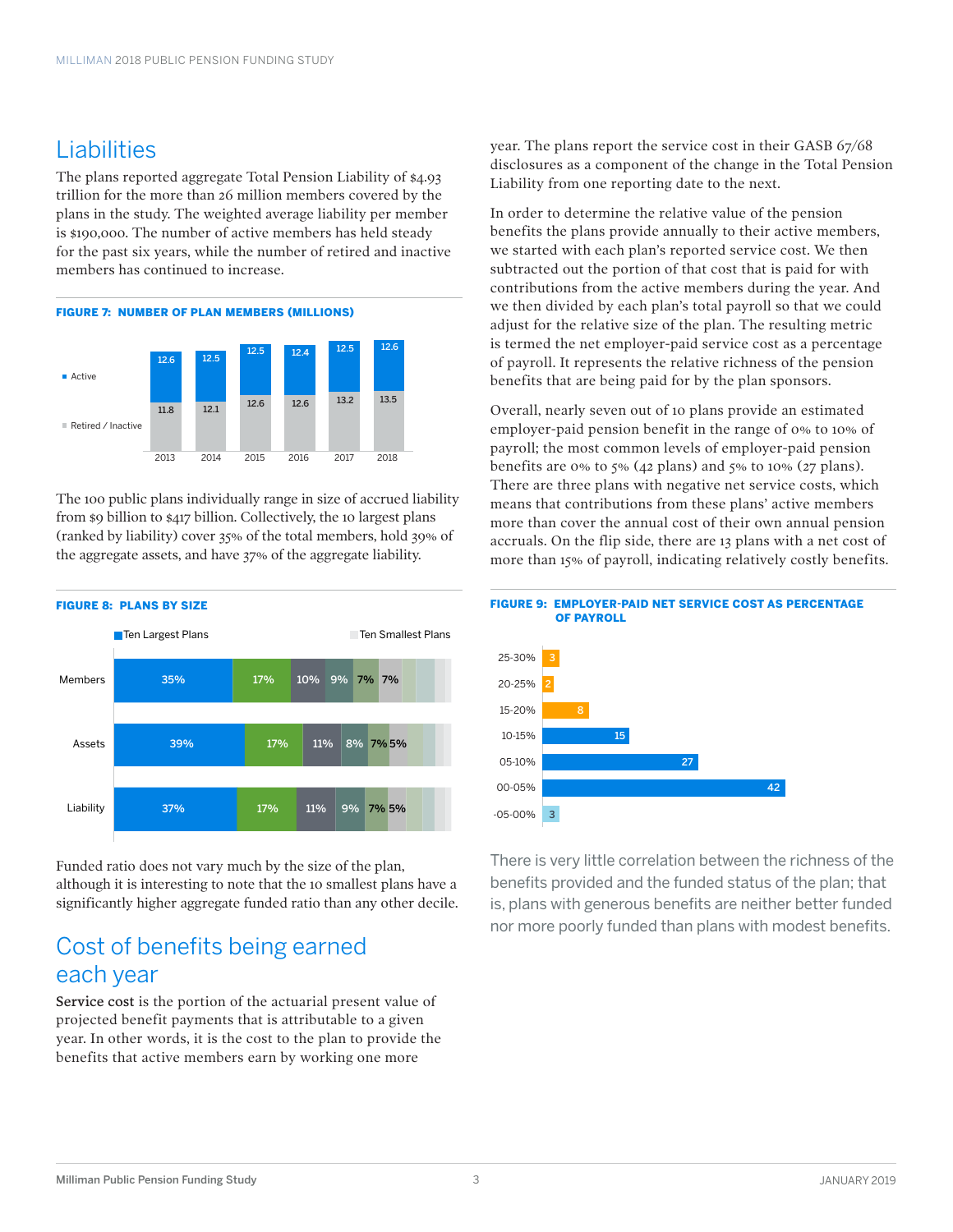## Liabilities

The plans reported aggregate Total Pension Liability of $4.93 trillion for the more than 26 million members covered by the plans in the study. The weighted average liability per member is $190,000. The number of active members has held steady for the past six years, while the number of retired and inactive members has continued to increase.

**FIGURE 7: NUMBER OF PLAN MEMBERS (MILLIONS)**

| | 2013 | 2014 | 2015 | 2016 | 2017 | 2018 |
|---|---|---|---|---|---|---|
| Active | 12.6 | 12.5 | 12.5 | 12.4 | 12.5 | 12.6 |
| Retired / Inactive | 11.8 | 12.1 | 12.6 | 12.6 | 13.2 | 13.5 |

The 100 public plans individually range in size of accrued liability from $9 billion to $417 billion. Collectively, the 10 largest plans (ranked by liability) cover 35% of the total members, hold 39% of the aggregate assets, and have 37% of the aggregate liability.

**FIGURE 8: PLANS BY SIZE**

Ten Largest Plans → Ten Smallest Plans

| | Ten Largest Plans | | | | | |
|---|---|---|---|---|---|---|
| Members | 35% | 17% | 10% | 9% | 7% | 7% |
| Assets | 39% | 17% | 11% | 8% | 7% | 5% |
| Liability | 37% | 17% | 11% | 9% | 7% | 5% |

Funded ratio does not vary much by the size of the plan, although it is interesting to note that the 10 smallest plans have a significantly higher aggregate funded ratio than any other decile.

## Cost of benefits being earned each year

**Service cost** is the portion of the actuarial present value of projected benefit payments that is attributable to a given year. In other words, it is the cost to the plan to provide the benefits that active members earn by working one more year. The plans report the service cost in their GASB 67/68 disclosures as a component of the change in the Total Pension Liability from one reporting date to the next.

In order to determine the relative value of the pension benefits the plans provide annually to their active members, we started with each plan's reported service cost. We then subtracted out the portion of that cost that is paid for with contributions from the active members during the year. And we then divided by each plan's total payroll so that we could adjust for the relative size of the plan. The resulting metric is termed the net employer-paid service cost as a percentage of payroll. It represents the relative richness of the pension benefits that are being paid for by the plan sponsors.

Overall, nearly seven out of 10 plans provide an estimated employer-paid pension benefit in the range of 0% to 10% of payroll; the most common levels of employer-paid pension benefits are 0% to 5% (42 plans) and 5% to 10% (27 plans). There are three plans with negative net service costs, which means that contributions from these plans' active members more than cover the annual cost of their own annual pension accruals. On the flip side, there are 13 plans with a net cost of more than 15% of payroll, indicating relatively costly benefits.

**FIGURE 9: EMPLOYER-PAID NET SERVICE COST AS PERCENTAGE OF PAYROLL**

| Range | Number of plans |
|---|---|
| 25-30% | 3 |
| 20-25% | 2 |
| 15-20% | 8 |
| 10-15% | 15 |
| 05-10% | 27 |
| 00-05% | 42 |
| -05-00% | 3 |

There is very little correlation between the richness of the benefits provided and the funded status of the plan; that is, plans with generous benefits are neither better funded nor more poorly funded than plans with modest benefits.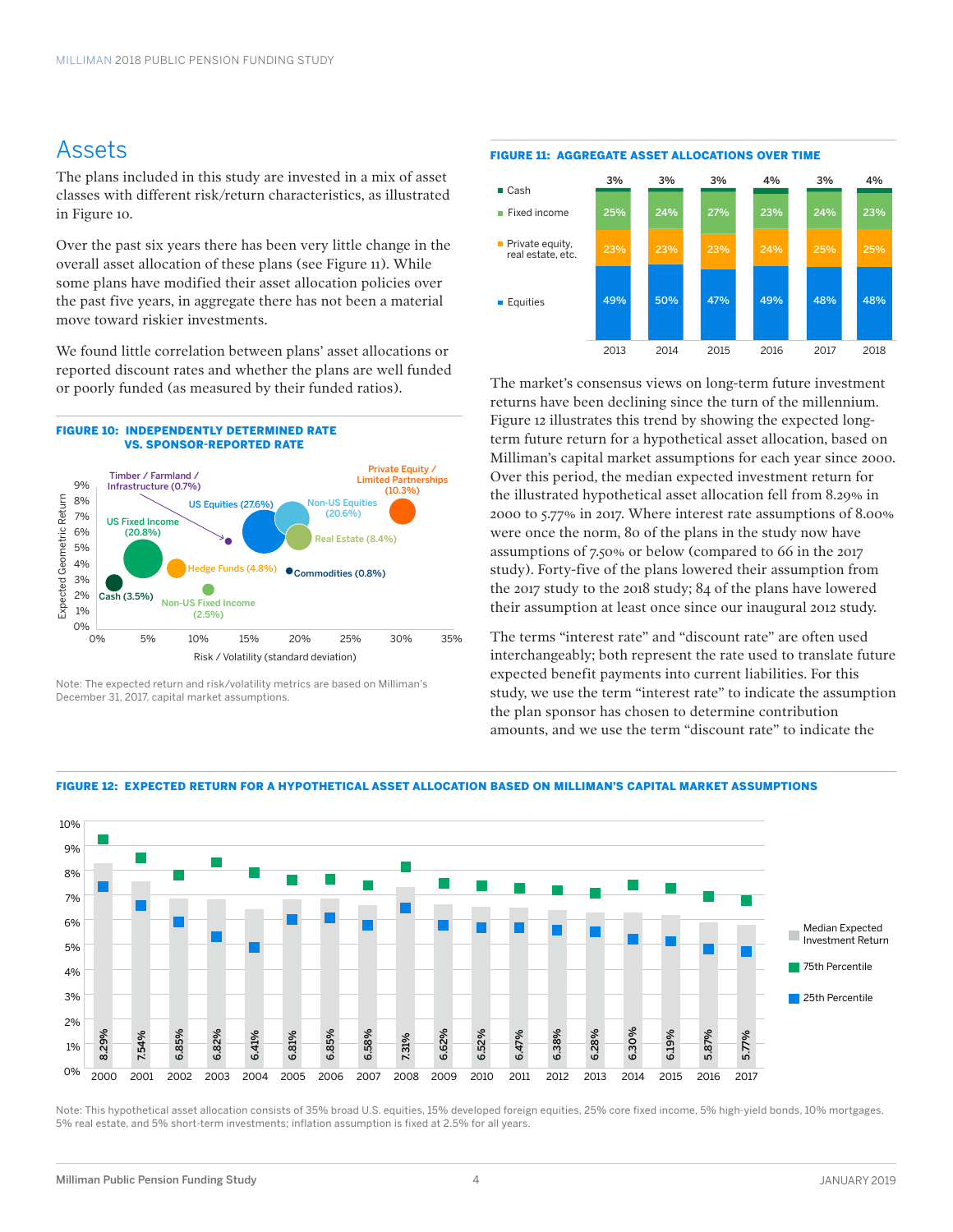# Assets

The plans included in this study are invested in a mix of asset classes with different risk/return characteristics, as illustrated in Figure 10.

Over the past six years there has been very little change in the overall asset allocation of these plans (see Figure 11). While some plans have modified their asset allocation policies over the past five years, in aggregate there has not been a material move toward riskier investments.

We found little correlation between plans' asset allocations or reported discount rates and whether the plans are well funded or poorly funded (as measured by their funded ratios).

**FIGURE 10: INDEPENDENTLY DETERMINED RATE VS. SPONSOR-REPORTED RATE**

Note: The expected return and risk/volatility metrics are based on Milliman's December 31, 2017, capital market assumptions.

**FIGURE 11: AGGREGATE ASSET ALLOCATIONS OVER TIME**

| | 2013 | 2014 | 2015 | 2016 | 2017 | 2018 |
|---|---|---|---|---|---|---|
| Cash | 3% | 3% | 3% | 4% | 3% | 4% |
| Fixed income | 25% | 24% | 27% | 23% | 24% | 23% |
| Private equity, real estate, etc. | 23% | 23% | 23% | 24% | 25% | 25% |
| Equities | 49% | 50% | 47% | 49% | 48% | 48% |

The market's consensus views on long-term future investment returns have been declining since the turn of the millennium. Figure 12 illustrates this trend by showing the expected long-term future return for a hypothetical asset allocation, based on Milliman's capital market assumptions for each year since 2000. Over this period, the median expected investment return for the illustrated hypothetical asset allocation fell from 8.29% in 2000 to 5.77% in 2017. Where interest rate assumptions of 8.00% were once the norm, 80 of the plans in the study now have assumptions of 7.50% or below (compared to 66 in the 2017 study). Forty-five of the plans lowered their assumption from the 2017 study to the 2018 study; 84 of the plans have lowered their assumption at least once since our inaugural 2012 study.

The terms "interest rate" and "discount rate" are often used interchangeably; both represent the rate used to translate future expected benefit payments into current liabilities. For this study, we use the term "interest rate" to indicate the assumption the plan sponsor has chosen to determine contribution amounts, and we use the term "discount rate" to indicate the

**FIGURE 12: EXPECTED RETURN FOR A HYPOTHETICAL ASSET ALLOCATION BASED ON MILLIMAN'S CAPITAL MARKET ASSUMPTIONS**

| Year | Median Expected Investment Return |
|---|---|
| 2000 | 8.29% |
| 2001 | 7.54% |
| 2002 | 6.85% |
| 2003 | 6.82% |
| 2004 | 6.41% |
| 2005 | 6.81% |
| 2006 | 6.85% |
| 2007 | 6.58% |
| 2008 | 7.31% |
| 2009 | 6.62% |
| 2010 | 6.52% |
| 2011 | 6.47% |
| 2012 | 6.38% |
| 2013 | 6.28% |
| 2014 | 6.30% |
| 2015 | 6.19% |
| 2016 | 5.87% |
| 2017 | 5.77% |

Note: This hypothetical asset allocation consists of 35% broad U.S. equities, 15% developed foreign equities, 25% core fixed income, 5% high-yield bonds, 10% mortgages, 5% real estate, and 5% short-term investments; inflation assumption is fixed at 2.5% for all years.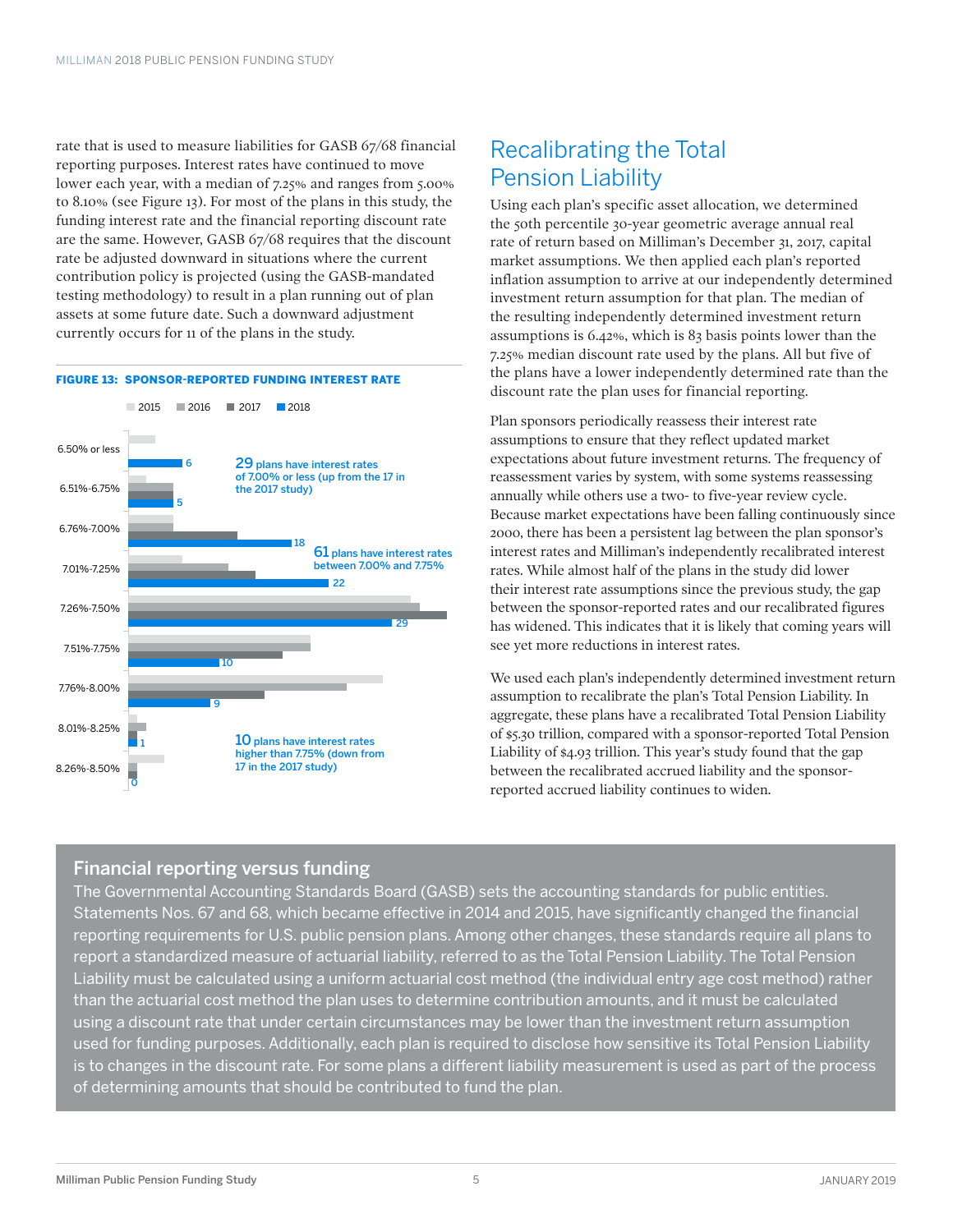rate that is used to measure liabilities for GASB 67/68 financial reporting purposes. Interest rates have continued to move lower each year, with a median of 7.25% and ranges from 5.00% to 8.10% (see Figure 13). For most of the plans in this study, the funding interest rate and the financial reporting discount rate are the same. However, GASB 67/68 requires that the discount rate be adjusted downward in situations where the current contribution policy is projected (using the GASB-mandated testing methodology) to result in a plan running out of plan assets at some future date. Such a downward adjustment currently occurs for 11 of the plans in the study.

**FIGURE 13: SPONSOR-REPORTED FUNDING INTEREST RATE**

| Interest rate | 2018 |
|---|---|
| 6.50% or less | 6 |
| 6.51%-6.75% | 5 |
| 6.76%-7.00% | 18 |
| 7.01%-7.25% | 22 |
| 7.26%-7.50% | 29 |
| 7.51%-7.75% | 10 |
| 7.76%-8.00% | 9 |
| 8.01%-8.25% | 1 |
| 8.26%-8.50% | 0 |

**29** plans have interest rates of 7.00% or less (up from the 17 in the 2017 study)

**61** plans have interest rates between 7.00% and 7.75%

**10** plans have interest rates higher than 7.75% (down from 17 in the 2017 study)

## Recalibrating the Total Pension Liability

Using each plan's specific asset allocation, we determined the 50th percentile 30-year geometric average annual real rate of return based on Milliman's December 31, 2017, capital market assumptions. We then applied each plan's reported inflation assumption to arrive at our independently determined investment return assumption for that plan. The median of the resulting independently determined investment return assumptions is 6.42%, which is 83 basis points lower than the 7.25% median discount rate used by the plans. All but five of the plans have a lower independently determined rate than the discount rate the plan uses for financial reporting.

Plan sponsors periodically reassess their interest rate assumptions to ensure that they reflect updated market expectations about future investment returns. The frequency of reassessment varies by system, with some systems reassessing annually while others use a two- to five-year review cycle. Because market expectations have been falling continuously since 2000, there has been a persistent lag between the plan sponsor's interest rates and Milliman's independently recalibrated interest rates. While almost half of the plans in the study did lower their interest rate assumptions since the previous study, the gap between the sponsor-reported rates and our recalibrated figures has widened. This indicates that it is likely that coming years will see yet more reductions in interest rates.

We used each plan's independently determined investment return assumption to recalibrate the plan's Total Pension Liability. In aggregate, these plans have a recalibrated Total Pension Liability of $5.30 trillion, compared with a sponsor-reported Total Pension Liability of $4.93 trillion. This year's study found that the gap between the recalibrated accrued liability and the sponsor-reported accrued liability continues to widen.

### Financial reporting versus funding

The Governmental Accounting Standards Board (GASB) sets the accounting standards for public entities. Statements Nos. 67 and 68, which became effective in 2014 and 2015, have significantly changed the financial reporting requirements for U.S. public pension plans. Among other changes, these standards require all plans to report a standardized measure of actuarial liability, referred to as the Total Pension Liability. The Total Pension Liability must be calculated using a uniform actuarial cost method (the individual entry age cost method) rather than the actuarial cost method the plan uses to determine contribution amounts, and it must be calculated using a discount rate that under certain circumstances may be lower than the investment return assumption used for funding purposes. Additionally, each plan is required to disclose how sensitive its Total Pension Liability is to changes in the discount rate. For some plans a different liability measurement is used as part of the process of determining amounts that should be contributed to fund the plan.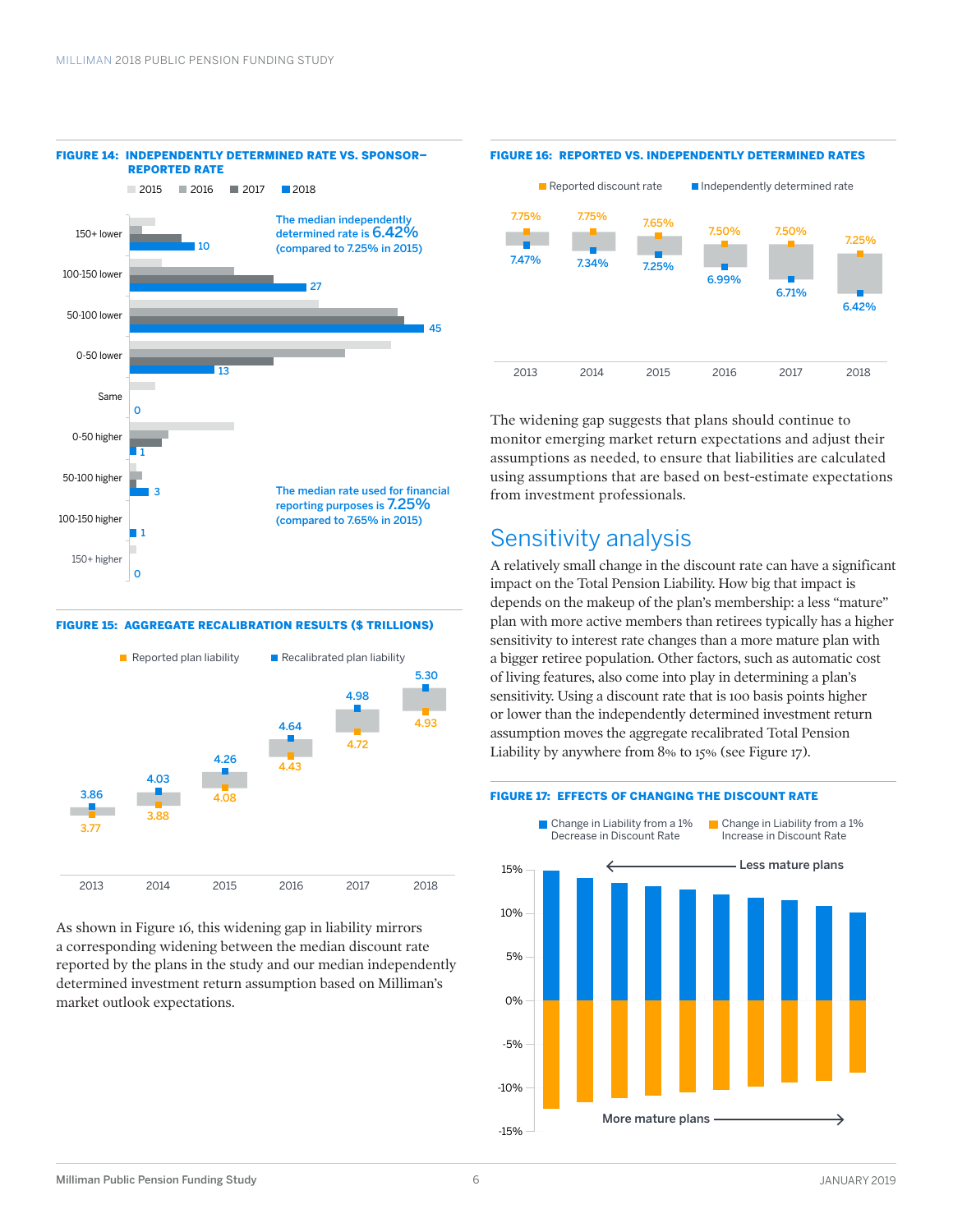**FIGURE 14: INDEPENDENTLY DETERMINED RATE VS. SPONSOR–REPORTED RATE**

2015 | 2016 | 2017 | 2018

| | 2018 |
|---|---|
| 150+ lower | 10 |
| 100-150 lower | 27 |
| 50-100 lower | 45 |
| 0-50 lower | 13 |
| Same | 0 |
| 0-50 higher | 1 |
| 50-100 higher | 3 |
| 100-150 higher | 1 |
| 150+ higher | 0 |

The median independently determined rate is 6.42% (compared to 7.25% in 2015)

The median rate used for financial reporting purposes is 7.25% (compared to 7.65% in 2015)

**FIGURE 15: AGGREGATE RECALIBRATION RESULTS ($ TRILLIONS)**

| | 2013 | 2014 | 2015 | 2016 | 2017 | 2018 |
|---|---|---|---|---|---|---|
| Reported plan liability | 3.77 | 3.88 | 4.08 | 4.43 | 4.72 | 4.93 |
| Recalibrated plan liability | 3.86 | 4.03 | 4.26 | 4.64 | 4.98 | 5.30 |

As shown in Figure 16, this widening gap in liability mirrors a corresponding widening between the median discount rate reported by the plans in the study and our median independently determined investment return assumption based on Milliman's market outlook expectations.

**FIGURE 16: REPORTED VS. INDEPENDENTLY DETERMINED RATES**

| | 2013 | 2014 | 2015 | 2016 | 2017 | 2018 |
|---|---|---|---|---|---|---|
| Reported discount rate | 7.75% | 7.75% | 7.65% | 7.50% | 7.50% | 7.25% |
| Independently determined rate | 7.47% | 7.34% | 7.25% | 6.99% | 6.71% | 6.42% |

The widening gap suggests that plans should continue to monitor emerging market return expectations and adjust their assumptions as needed, to ensure that liabilities are calculated using assumptions that are based on best-estimate expectations from investment professionals.

## Sensitivity analysis

A relatively small change in the discount rate can have a significant impact on the Total Pension Liability. How big that impact is depends on the makeup of the plan's membership: a less "mature" plan with more active members than retirees typically has a higher sensitivity to interest rate changes than a more mature plan with a bigger retiree population. Other factors, such as automatic cost of living features, also come into play in determining a plan's sensitivity. Using a discount rate that is 100 basis points higher or lower than the independently determined investment return assumption moves the aggregate recalibrated Total Pension Liability by anywhere from 8% to 15% (see Figure 17).

**FIGURE 17: EFFECTS OF CHANGING THE DISCOUNT RATE**

Change in Liability from a 1% Decrease in Discount Rate | Change in Liability from a 1% Increase in Discount Rate

Less mature plans ← | More mature plans →

(Vertical axis: -15% to 15%)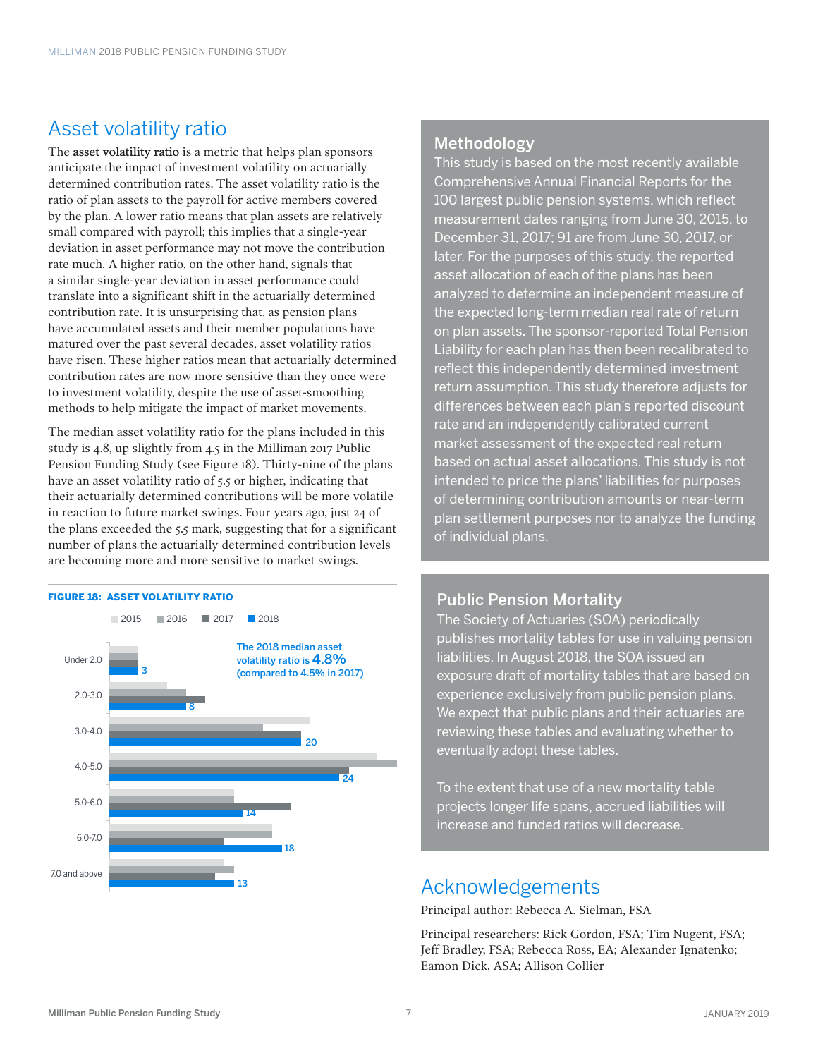## Asset volatility ratio

The **asset volatility ratio** is a metric that helps plan sponsors anticipate the impact of investment volatility on actuarially determined contribution rates. The asset volatility ratio is the ratio of plan assets to the payroll for active members covered by the plan. A lower ratio means that plan assets are relatively small compared with payroll; this implies that a single-year deviation in asset performance may not move the contribution rate much. A higher ratio, on the other hand, signals that a similar single-year deviation in asset performance could translate into a significant shift in the actuarially determined contribution rate. It is unsurprising that, as pension plans have accumulated assets and their member populations have matured over the past several decades, asset volatility ratios have risen. These higher ratios mean that actuarially determined contribution rates are now more sensitive than they once were to investment volatility, despite the use of asset-smoothing methods to help mitigate the impact of market movements.

The median asset volatility ratio for the plans included in this study is 4.8, up slightly from 4.5 in the Milliman 2017 Public Pension Funding Study (see Figure 18). Thirty-nine of the plans have an asset volatility ratio of 5.5 or higher, indicating that their actuarially determined contributions will be more volatile in reaction to future market swings. Four years ago, just 24 of the plans exceeded the 5.5 mark, suggesting that for a significant number of plans the actuarially determined contribution levels are becoming more and more sensitive to market swings.

**FIGURE 18: ASSET VOLATILITY RATIO**

The 2018 median asset volatility ratio is 4.8% (compared to 4.5% in 2017)

| Asset volatility ratio | 2018 |
|---|---|
| Under 2.0 | 3 |
| 2.0-3.0 | 8 |
| 3.0-4.0 | 20 |
| 4.0-5.0 | 24 |
| 5.0-6.0 | 14 |
| 6.0-7.0 | 18 |
| 7.0 and above | 13 |

### Methodology

This study is based on the most recently available Comprehensive Annual Financial Reports for the 100 largest public pension systems, which reflect measurement dates ranging from June 30, 2015, to December 31, 2017; 91 are from June 30, 2017, or later. For the purposes of this study, the reported asset allocation of each of the plans has been analyzed to determine an independent measure of the expected long-term median real rate of return on plan assets. The sponsor-reported Total Pension Liability for each plan has then been recalibrated to reflect this independently determined investment return assumption. This study therefore adjusts for differences between each plan's reported discount rate and an independently calibrated current market assessment of the expected real return based on actual asset allocations. This study is not intended to price the plans' liabilities for purposes of determining contribution amounts or near-term plan settlement purposes nor to analyze the funding of individual plans.

### Public Pension Mortality

The Society of Actuaries (SOA) periodically publishes mortality tables for use in valuing pension liabilities. In August 2018, the SOA issued an exposure draft of mortality tables that are based on experience exclusively from public pension plans. We expect that public plans and their actuaries are reviewing these tables and evaluating whether to eventually adopt these tables.

To the extent that use of a new mortality table projects longer life spans, accrued liabilities will increase and funded ratios will decrease.

## Acknowledgements

Principal author: Rebecca A. Sielman, FSA

Principal researchers: Rick Gordon, FSA; Tim Nugent, FSA; Jeff Bradley, FSA; Rebecca Ross, EA; Alexander Ignatenko; Eamon Dick, ASA; Allison Collier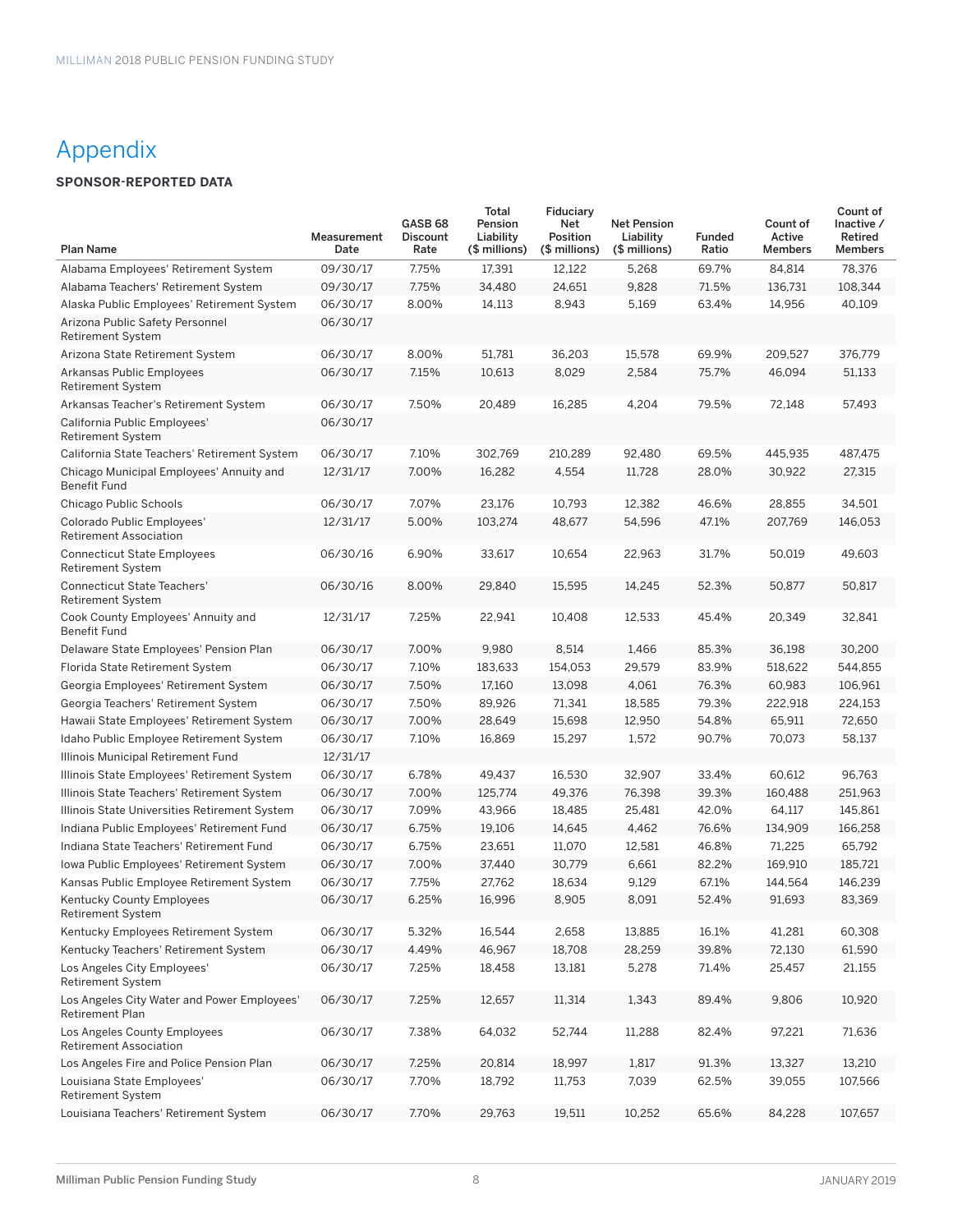# Appendix

**SPONSOR-REPORTED DATA**

| Plan Name | Measurement Date | GASB 68 Discount Rate | Total Pension Liability ($ millions) | Fiduciary Net Position ($ millions) | Net Pension Liability ($ millions) | Funded Ratio | Count of Active Members | Count of Inactive / Retired Members |
|---|---|---|---|---|---|---|---|---|
| Alabama Employees' Retirement System | 09/30/17 | 7.75% | 17,391 | 12,122 | 5,268 | 69.7% | 84,814 | 78,376 |
| Alabama Teachers' Retirement System | 09/30/17 | 7.75% | 34,480 | 24,651 | 9,828 | 71.5% | 136,731 | 108,344 |
| Alaska Public Employees' Retirement System | 06/30/17 | 8.00% | 14,113 | 8,943 | 5,169 | 63.4% | 14,956 | 40,109 |
| Arizona Public Safety Personnel Retirement System | 06/30/17 | | | | | | | |
| Arizona State Retirement System | 06/30/17 | 8.00% | 51,781 | 36,203 | 15,578 | 69.9% | 209,527 | 376,779 |
| Arkansas Public Employees Retirement System | 06/30/17 | 7.15% | 10,613 | 8,029 | 2,584 | 75.7% | 46,094 | 51,133 |
| Arkansas Teacher's Retirement System | 06/30/17 | 7.50% | 20,489 | 16,285 | 4,204 | 79.5% | 72,148 | 57,493 |
| California Public Employees' Retirement System | 06/30/17 | | | | | | | |
| California State Teachers' Retirement System | 06/30/17 | 7.10% | 302,769 | 210,289 | 92,480 | 69.5% | 445,935 | 487,475 |
| Chicago Municipal Employees' Annuity and Benefit Fund | 12/31/17 | 7.00% | 16,282 | 4,554 | 11,728 | 28.0% | 30,922 | 27,315 |
| Chicago Public Schools | 06/30/17 | 7.07% | 23,176 | 10,793 | 12,382 | 46.6% | 28,855 | 34,501 |
| Colorado Public Employees' Retirement Association | 12/31/17 | 5.00% | 103,274 | 48,677 | 54,596 | 47.1% | 207,769 | 146,053 |
| Connecticut State Employees Retirement System | 06/30/16 | 6.90% | 33,617 | 10,654 | 22,963 | 31.7% | 50,019 | 49,603 |
| Connecticut State Teachers' Retirement System | 06/30/16 | 8.00% | 29,840 | 15,595 | 14,245 | 52.3% | 50,877 | 50,817 |
| Cook County Employees' Annuity and Benefit Fund | 12/31/17 | 7.25% | 22,941 | 10,408 | 12,533 | 45.4% | 20,349 | 32,841 |
| Delaware State Employees' Pension Plan | 06/30/17 | 7.00% | 9,980 | 8,514 | 1,466 | 85.3% | 36,198 | 30,200 |
| Florida State Retirement System | 06/30/17 | 7.10% | 183,633 | 154,053 | 29,579 | 83.9% | 518,622 | 544,855 |
| Georgia Employees' Retirement System | 06/30/17 | 7.50% | 17,160 | 13,098 | 4,061 | 76.3% | 60,983 | 106,961 |
| Georgia Teachers' Retirement System | 06/30/17 | 7.50% | 89,926 | 71,341 | 18,585 | 79.3% | 222,918 | 224,153 |
| Hawaii State Employees' Retirement System | 06/30/17 | 7.00% | 28,649 | 15,698 | 12,950 | 54.8% | 65,911 | 72,650 |
| Idaho Public Employee Retirement System | 06/30/17 | 7.10% | 16,869 | 15,297 | 1,572 | 90.7% | 70,073 | 58,137 |
| Illinois Municipal Retirement Fund | 12/31/17 | | | | | | | |
| Illinois State Employees' Retirement System | 06/30/17 | 6.78% | 49,437 | 16,530 | 32,907 | 33.4% | 60,612 | 96,763 |
| Illinois State Teachers' Retirement System | 06/30/17 | 7.00% | 125,774 | 49,376 | 76,398 | 39.3% | 160,488 | 251,963 |
| Illinois State Universities Retirement System | 06/30/17 | 7.09% | 43,966 | 18,485 | 25,481 | 42.0% | 64,117 | 145,861 |
| Indiana Public Employees' Retirement Fund | 06/30/17 | 6.75% | 19,106 | 14,645 | 4,462 | 76.6% | 134,909 | 166,258 |
| Indiana State Teachers' Retirement Fund | 06/30/17 | 6.75% | 23,651 | 11,070 | 12,581 | 46.8% | 71,225 | 65,792 |
| Iowa Public Employees' Retirement System | 06/30/17 | 7.00% | 37,440 | 30,779 | 6,661 | 82.2% | 169,910 | 185,721 |
| Kansas Public Employee Retirement System | 06/30/17 | 7.75% | 27,762 | 18,634 | 9,129 | 67.1% | 144,564 | 146,239 |
| Kentucky County Employees Retirement System | 06/30/17 | 6.25% | 16,996 | 8,905 | 8,091 | 52.4% | 91,693 | 83,369 |
| Kentucky Employees Retirement System | 06/30/17 | 5.32% | 16,544 | 2,658 | 13,885 | 16.1% | 41,281 | 60,308 |
| Kentucky Teachers' Retirement System | 06/30/17 | 4.49% | 46,967 | 18,708 | 28,259 | 39.8% | 72,130 | 61,590 |
| Los Angeles City Employees' Retirement System | 06/30/17 | 7.25% | 18,458 | 13,181 | 5,278 | 71.4% | 25,457 | 21,155 |
| Los Angeles City Water and Power Employees' Retirement Plan | 06/30/17 | 7.25% | 12,657 | 11,314 | 1,343 | 89.4% | 9,806 | 10,920 |
| Los Angeles County Employees Retirement Association | 06/30/17 | 7.38% | 64,032 | 52,744 | 11,288 | 82.4% | 97,221 | 71,636 |
| Los Angeles Fire and Police Pension Plan | 06/30/17 | 7.25% | 20,814 | 18,997 | 1,817 | 91.3% | 13,327 | 13,210 |
| Louisiana State Employees' Retirement System | 06/30/17 | 7.70% | 18,792 | 11,753 | 7,039 | 62.5% | 39,055 | 107,566 |
| Louisiana Teachers' Retirement System | 06/30/17 | 7.70% | 29,763 | 19,511 | 10,252 | 65.6% | 84,228 | 107,657 |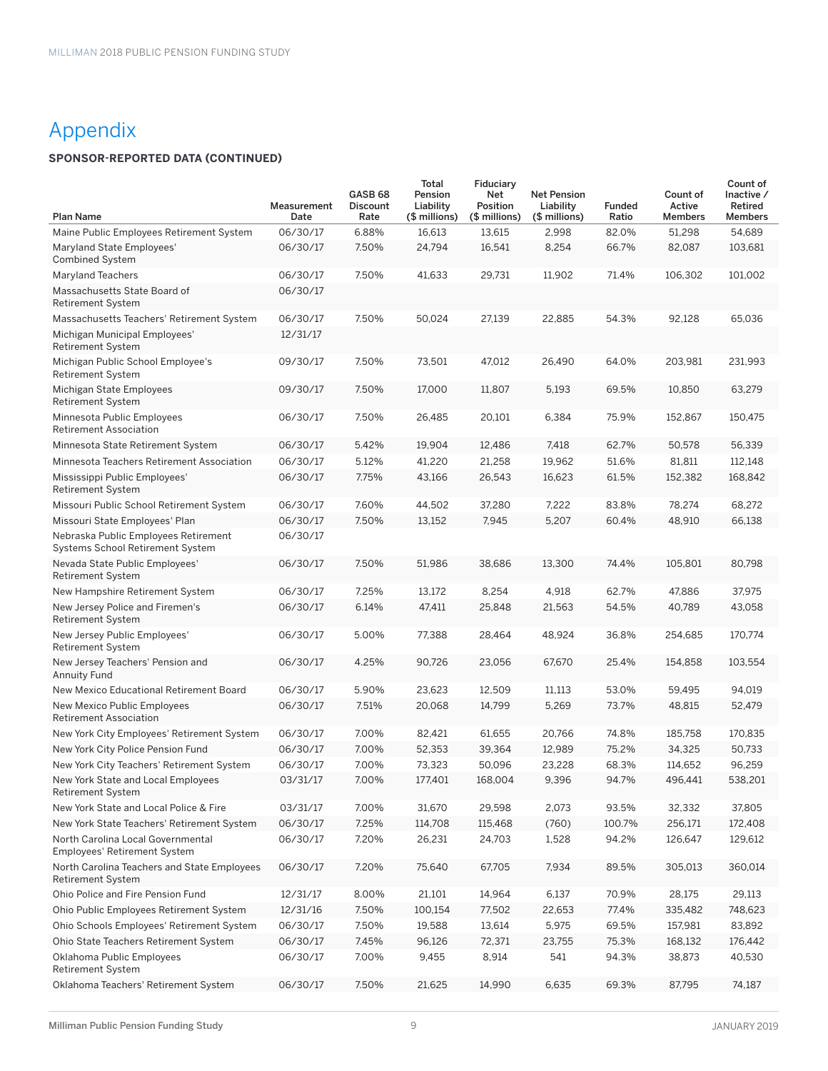# Appendix

**SPONSOR-REPORTED DATA (CONTINUED)**

| Plan Name | Measurement Date | GASB 68 Discount Rate | Total Pension Liability ($ millions) | Fiduciary Net Position ($ millions) | Net Pension Liability ($ millions) | Funded Ratio | Count of Active Members | Count of Inactive / Retired Members |
|---|---|---|---|---|---|---|---|---|
| Maine Public Employees Retirement System | 06/30/17 | 6.88% | 16,613 | 13,615 | 2,998 | 82.0% | 51,298 | 54,689 |
| Maryland State Employees' Combined System | 06/30/17 | 7.50% | 24,794 | 16,541 | 8,254 | 66.7% | 82,087 | 103,681 |
| Maryland Teachers | 06/30/17 | 7.50% | 41,633 | 29,731 | 11,902 | 71.4% | 106,302 | 101,002 |
| Massachusetts State Board of Retirement System | 06/30/17 | | | | | | | |
| Massachusetts Teachers' Retirement System | 06/30/17 | 7.50% | 50,024 | 27,139 | 22,885 | 54.3% | 92,128 | 65,036 |
| Michigan Municipal Employees' Retirement System | 12/31/17 | | | | | | | |
| Michigan Public School Employee's Retirement System | 09/30/17 | 7.50% | 73,501 | 47,012 | 26,490 | 64.0% | 203,981 | 231,993 |
| Michigan State Employees Retirement System | 09/30/17 | 7.50% | 17,000 | 11,807 | 5,193 | 69.5% | 10,850 | 63,279 |
| Minnesota Public Employees Retirement Association | 06/30/17 | 7.50% | 26,485 | 20,101 | 6,384 | 75.9% | 152,867 | 150,475 |
| Minnesota State Retirement System | 06/30/17 | 5.42% | 19,904 | 12,486 | 7,418 | 62.7% | 50,578 | 56,339 |
| Minnesota Teachers Retirement Association | 06/30/17 | 5.12% | 41,220 | 21,258 | 19,962 | 51.6% | 81,811 | 112,148 |
| Mississippi Public Employees' Retirement System | 06/30/17 | 7.75% | 43,166 | 26,543 | 16,623 | 61.5% | 152,382 | 168,842 |
| Missouri Public School Retirement System | 06/30/17 | 7.60% | 44,502 | 37,280 | 7,222 | 83.8% | 78,274 | 68,272 |
| Missouri State Employees' Plan | 06/30/17 | 7.50% | 13,152 | 7,945 | 5,207 | 60.4% | 48,910 | 66,138 |
| Nebraska Public Employees Retirement Systems School Retirement System | 06/30/17 | | | | | | | |
| Nevada State Public Employees' Retirement System | 06/30/17 | 7.50% | 51,986 | 38,686 | 13,300 | 74.4% | 105,801 | 80,798 |
| New Hampshire Retirement System | 06/30/17 | 7.25% | 13,172 | 8,254 | 4,918 | 62.7% | 47,886 | 37,975 |
| New Jersey Police and Firemen's Retirement System | 06/30/17 | 6.14% | 47,411 | 25,848 | 21,563 | 54.5% | 40,789 | 43,058 |
| New Jersey Public Employees' Retirement System | 06/30/17 | 5.00% | 77,388 | 28,464 | 48,924 | 36.8% | 254,685 | 170,774 |
| New Jersey Teachers' Pension and Annuity Fund | 06/30/17 | 4.25% | 90,726 | 23,056 | 67,670 | 25.4% | 154,858 | 103,554 |
| New Mexico Educational Retirement Board | 06/30/17 | 5.90% | 23,623 | 12,509 | 11,113 | 53.0% | 59,495 | 94,019 |
| New Mexico Public Employees Retirement Association | 06/30/17 | 7.51% | 20,068 | 14,799 | 5,269 | 73.7% | 48,815 | 52,479 |
| New York City Employees' Retirement System | 06/30/17 | 7.00% | 82,421 | 61,655 | 20,766 | 74.8% | 185,758 | 170,835 |
| New York City Police Pension Fund | 06/30/17 | 7.00% | 52,353 | 39,364 | 12,989 | 75.2% | 34,325 | 50,733 |
| New York City Teachers' Retirement System | 06/30/17 | 7.00% | 73,323 | 50,096 | 23,228 | 68.3% | 114,652 | 96,259 |
| New York State and Local Employees Retirement System | 03/31/17 | 7.00% | 177,401 | 168,004 | 9,396 | 94.7% | 496,441 | 538,201 |
| New York State and Local Police & Fire | 03/31/17 | 7.00% | 31,670 | 29,598 | 2,073 | 93.5% | 32,332 | 37,805 |
| New York State Teachers' Retirement System | 06/30/17 | 7.25% | 114,708 | 115,468 | (760) | 100.7% | 256,171 | 172,408 |
| North Carolina Local Governmental Employees' Retirement System | 06/30/17 | 7.20% | 26,231 | 24,703 | 1,528 | 94.2% | 126,647 | 129,612 |
| North Carolina Teachers and State Employees Retirement System | 06/30/17 | 7.20% | 75,640 | 67,705 | 7,934 | 89.5% | 305,013 | 360,014 |
| Ohio Police and Fire Pension Fund | 12/31/17 | 8.00% | 21,101 | 14,964 | 6,137 | 70.9% | 28,175 | 29,113 |
| Ohio Public Employees Retirement System | 12/31/16 | 7.50% | 100,154 | 77,502 | 22,653 | 77.4% | 335,482 | 748,623 |
| Ohio Schools Employees' Retirement System | 06/30/17 | 7.50% | 19,588 | 13,614 | 5,975 | 69.5% | 157,981 | 83,892 |
| Ohio State Teachers Retirement System | 06/30/17 | 7.45% | 96,126 | 72,371 | 23,755 | 75.3% | 168,132 | 176,442 |
| Oklahoma Public Employees Retirement System | 06/30/17 | 7.00% | 9,455 | 8,914 | 541 | 94.3% | 38,873 | 40,530 |
| Oklahoma Teachers' Retirement System | 06/30/17 | 7.50% | 21,625 | 14,990 | 6,635 | 69.3% | 87,795 | 74,187 |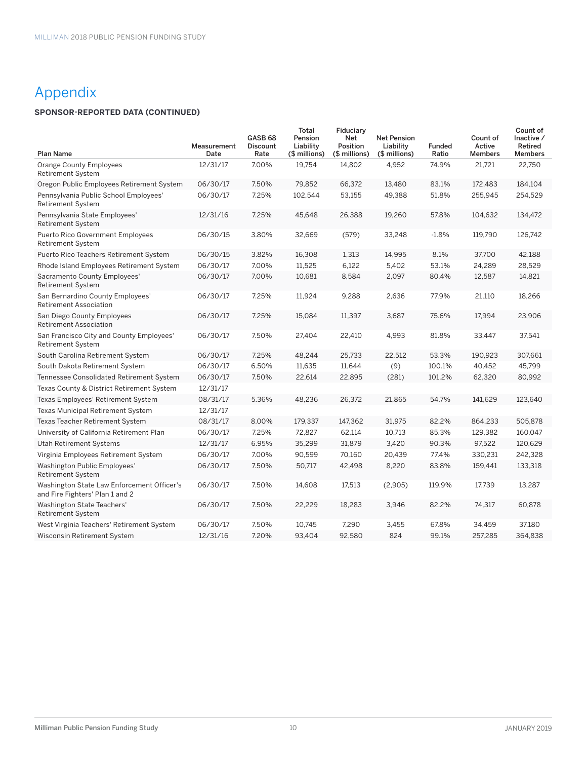# Appendix

**SPONSOR-REPORTED DATA (CONTINUED)**

| Plan Name | Measurement Date | GASB 68 Discount Rate | Total Pension Liability ($ millions) | Fiduciary Net Position ($ millions) | Net Pension Liability ($ millions) | Funded Ratio | Count of Active Members | Count of Inactive / Retired Members |
|---|---|---|---|---|---|---|---|---|
| Orange County Employees Retirement System | 12/31/17 | 7.00% | 19,754 | 14,802 | 4,952 | 74.9% | 21,721 | 22,750 |
| Oregon Public Employees Retirement System | 06/30/17 | 7.50% | 79,852 | 66,372 | 13,480 | 83.1% | 172,483 | 184,104 |
| Pennsylvania Public School Employees' Retirement System | 06/30/17 | 7.25% | 102,544 | 53,155 | 49,388 | 51.8% | 255,945 | 254,529 |
| Pennsylvania State Employees' Retirement System | 12/31/16 | 7.25% | 45,648 | 26,388 | 19,260 | 57.8% | 104,632 | 134,472 |
| Puerto Rico Government Employees Retirement System | 06/30/15 | 3.80% | 32,669 | (579) | 33,248 | -1.8% | 119,790 | 126,742 |
| Puerto Rico Teachers Retirement System | 06/30/15 | 3.82% | 16,308 | 1,313 | 14,995 | 8.1% | 37,700 | 42,188 |
| Rhode Island Employees Retirement System | 06/30/17 | 7.00% | 11,525 | 6,122 | 5,402 | 53.1% | 24,289 | 28,529 |
| Sacramento County Employees' Retirement System | 06/30/17 | 7.00% | 10,681 | 8,584 | 2,097 | 80.4% | 12,587 | 14,821 |
| San Bernardino County Employees' Retirement Association | 06/30/17 | 7.25% | 11,924 | 9,288 | 2,636 | 77.9% | 21,110 | 18,266 |
| San Diego County Employees Retirement Association | 06/30/17 | 7.25% | 15,084 | 11,397 | 3,687 | 75.6% | 17,994 | 23,906 |
| San Francisco City and County Employees' Retirement System | 06/30/17 | 7.50% | 27,404 | 22,410 | 4,993 | 81.8% | 33,447 | 37,541 |
| South Carolina Retirement System | 06/30/17 | 7.25% | 48,244 | 25,733 | 22,512 | 53.3% | 190,923 | 307,661 |
| South Dakota Retirement System | 06/30/17 | 6.50% | 11,635 | 11,644 | (9) | 100.1% | 40,452 | 45,799 |
| Tennessee Consolidated Retirement System | 06/30/17 | 7.50% | 22,614 | 22,895 | (281) | 101.2% | 62,320 | 80,992 |
| Texas County & District Retirement System | 12/31/17 | | | | | | | |
| Texas Employees' Retirement System | 08/31/17 | 5.36% | 48,236 | 26,372 | 21,865 | 54.7% | 141,629 | 123,640 |
| Texas Municipal Retirement System | 12/31/17 | | | | | | | |
| Texas Teacher Retirement System | 08/31/17 | 8.00% | 179,337 | 147,362 | 31,975 | 82.2% | 864,233 | 505,878 |
| University of California Retirement Plan | 06/30/17 | 7.25% | 72,827 | 62,114 | 10,713 | 85.3% | 129,382 | 160,047 |
| Utah Retirement Systems | 12/31/17 | 6.95% | 35,299 | 31,879 | 3,420 | 90.3% | 97,522 | 120,629 |
| Virginia Employees Retirement System | 06/30/17 | 7.00% | 90,599 | 70,160 | 20,439 | 77.4% | 330,231 | 242,328 |
| Washington Public Employees' Retirement System | 06/30/17 | 7.50% | 50,717 | 42,498 | 8,220 | 83.8% | 159,441 | 133,318 |
| Washington State Law Enforcement Officer's and Fire Fighters' Plan 1 and 2 | 06/30/17 | 7.50% | 14,608 | 17,513 | (2,905) | 119.9% | 17,739 | 13,287 |
| Washington State Teachers' Retirement System | 06/30/17 | 7.50% | 22,229 | 18,283 | 3,946 | 82.2% | 74,317 | 60,878 |
| West Virginia Teachers' Retirement System | 06/30/17 | 7.50% | 10,745 | 7,290 | 3,455 | 67.8% | 34,459 | 37,180 |
| Wisconsin Retirement System | 12/31/16 | 7.20% | 93,404 | 92,580 | 824 | 99.1% | 257,285 | 364,838 |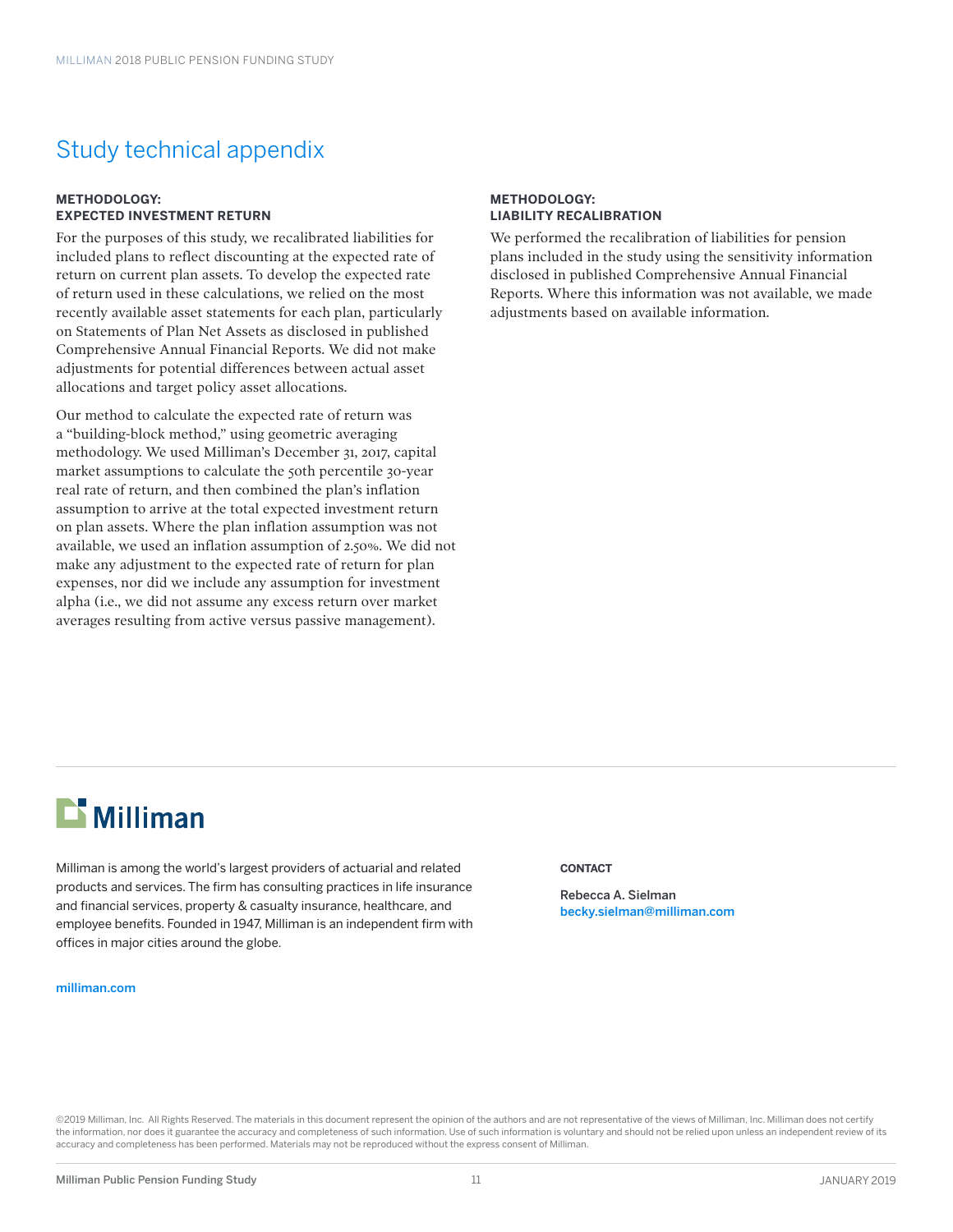## Study technical appendix

**METHODOLOGY:**
**EXPECTED INVESTMENT RETURN**

For the purposes of this study, we recalibrated liabilities for included plans to reflect discounting at the expected rate of return on current plan assets. To develop the expected rate of return used in these calculations, we relied on the most recently available asset statements for each plan, particularly on Statements of Plan Net Assets as disclosed in published Comprehensive Annual Financial Reports. We did not make adjustments for potential differences between actual asset allocations and target policy asset allocations.

Our method to calculate the expected rate of return was a "building-block method," using geometric averaging methodology. We used Milliman's December 31, 2017, capital market assumptions to calculate the 50th percentile 30-year real rate of return, and then combined the plan's inflation assumption to arrive at the total expected investment return on plan assets. Where the plan inflation assumption was not available, we used an inflation assumption of 2.50%. We did not make any adjustment to the expected rate of return for plan expenses, nor did we include any assumption for investment alpha (i.e., we did not assume any excess return over market averages resulting from active versus passive management).

**METHODOLOGY:**
**LIABILITY RECALIBRATION**

We performed the recalibration of liabilities for pension plans included in the study using the sensitivity information disclosed in published Comprehensive Annual Financial Reports. Where this information was not available, we made adjustments based on available information.

**Milliman**

Milliman is among the world's largest providers of actuarial and related products and services. The firm has consulting practices in life insurance and financial services, property & casualty insurance, healthcare, and employee benefits. Founded in 1947, Milliman is an independent firm with offices in major cities around the globe.

milliman.com

**CONTACT**

Rebecca A. Sielman
becky.sielman@milliman.com

©2019 Milliman, Inc. All Rights Reserved. The materials in this document represent the opinion of the authors and are not representative of the views of Milliman, Inc. Milliman does not certify the information, nor does it guarantee the accuracy and completeness of such information. Use of such information is voluntary and should not be relied upon unless an independent review of its accuracy and completeness has been performed. Materials may not be reproduced without the express consent of Milliman.